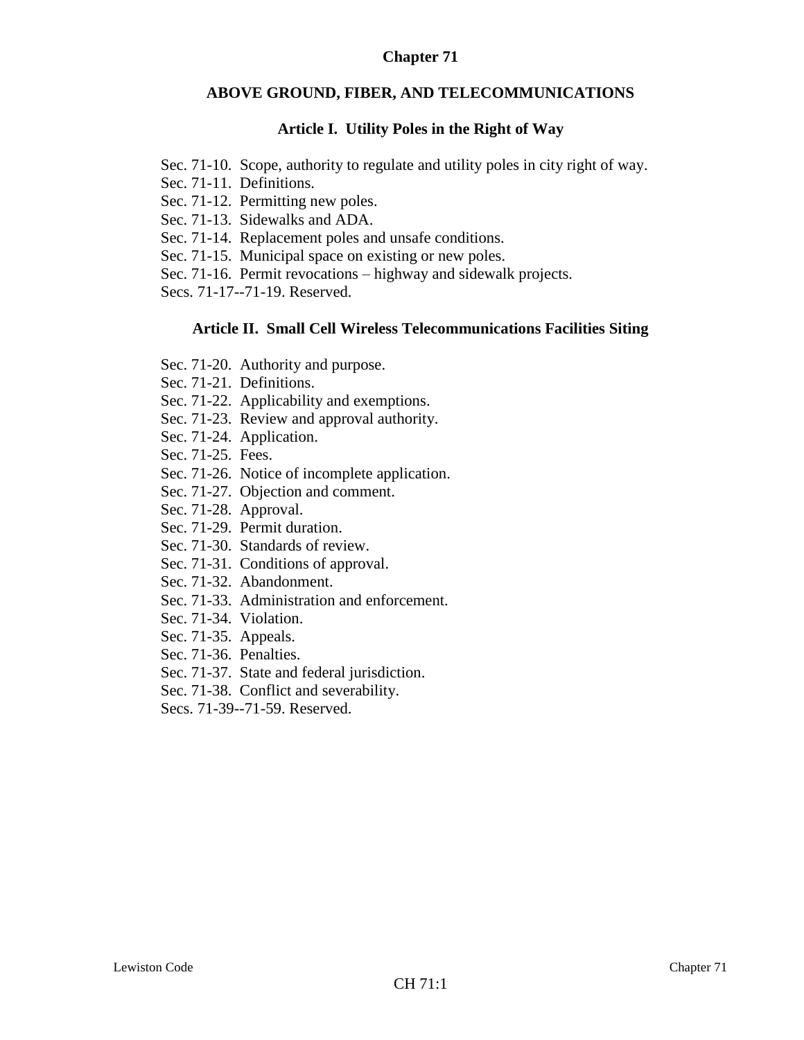# Chapter 71

## ABOVE GROUND, FIBER, AND TELECOMMUNICATIONS

### Article I. Utility Poles in the Right of Way

Sec. 71-10. Scope, authority to regulate and utility poles in city right of way.
Sec. 71-11. Definitions.
Sec. 71-12. Permitting new poles.
Sec. 71-13. Sidewalks and ADA.
Sec. 71-14. Replacement poles and unsafe conditions.
Sec. 71-15. Municipal space on existing or new poles.
Sec. 71-16. Permit revocations – highway and sidewalk projects.
Secs. 71-17--71-19. Reserved.

### Article II. Small Cell Wireless Telecommunications Facilities Siting

Sec. 71-20. Authority and purpose.
Sec. 71-21. Definitions.
Sec. 71-22. Applicability and exemptions.
Sec. 71-23. Review and approval authority.
Sec. 71-24. Application.
Sec. 71-25. Fees.
Sec. 71-26. Notice of incomplete application.
Sec. 71-27. Objection and comment.
Sec. 71-28. Approval.
Sec. 71-29. Permit duration.
Sec. 71-30. Standards of review.
Sec. 71-31. Conditions of approval.
Sec. 71-32. Abandonment.
Sec. 71-33. Administration and enforcement.
Sec. 71-34. Violation.
Sec. 71-35. Appeals.
Sec. 71-36. Penalties.
Sec. 71-37. State and federal jurisdiction.
Sec. 71-38. Conflict and severability.
Secs. 71-39--71-59. Reserved.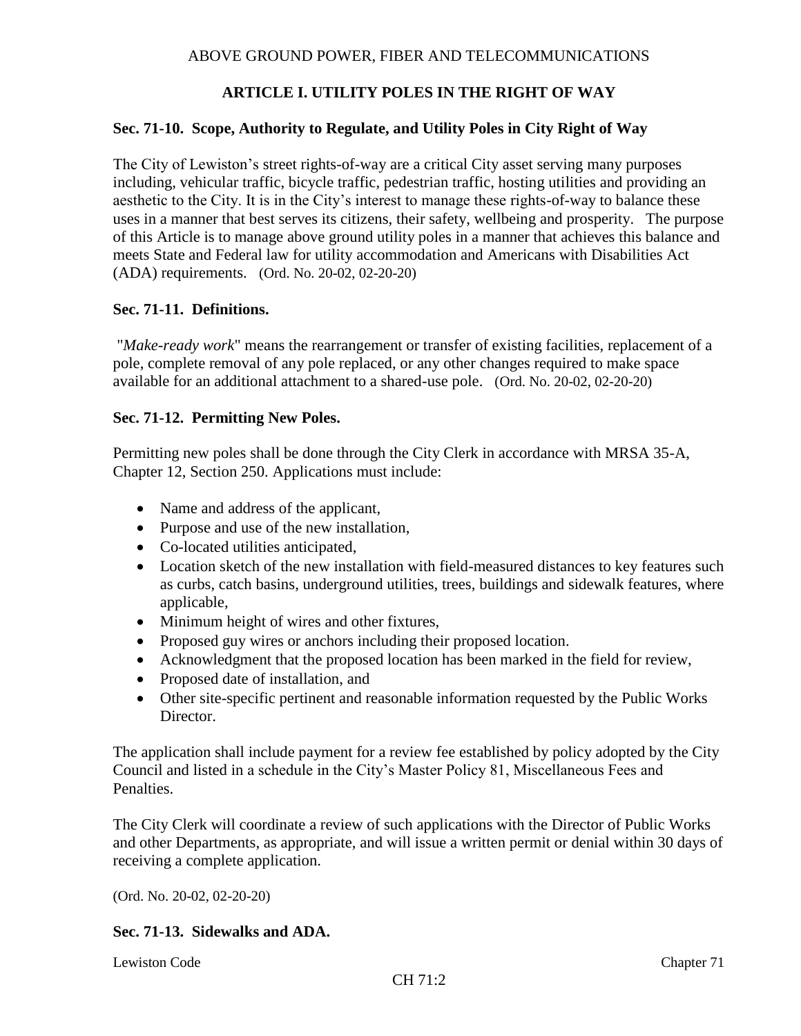ABOVE GROUND POWER, FIBER AND TELECOMMUNICATIONS

## ARTICLE I. UTILITY POLES IN THE RIGHT OF WAY

### Sec. 71-10. Scope, Authority to Regulate, and Utility Poles in City Right of Way

The City of Lewiston's street rights-of-way are a critical City asset serving many purposes including, vehicular traffic, bicycle traffic, pedestrian traffic, hosting utilities and providing an aesthetic to the City. It is in the City's interest to manage these rights-of-way to balance these uses in a manner that best serves its citizens, their safety, wellbeing and prosperity. The purpose of this Article is to manage above ground utility poles in a manner that achieves this balance and meets State and Federal law for utility accommodation and Americans with Disabilities Act (ADA) requirements. (Ord. No. 20-02, 02-20-20)

### Sec. 71-11. Definitions.

"*Make-ready work*" means the rearrangement or transfer of existing facilities, replacement of a pole, complete removal of any pole replaced, or any other changes required to make space available for an additional attachment to a shared-use pole. (Ord. No. 20-02, 02-20-20)

### Sec. 71-12. Permitting New Poles.

Permitting new poles shall be done through the City Clerk in accordance with MRSA 35-A, Chapter 12, Section 250. Applications must include:

- Name and address of the applicant,
- Purpose and use of the new installation,
- Co-located utilities anticipated,
- Location sketch of the new installation with field-measured distances to key features such as curbs, catch basins, underground utilities, trees, buildings and sidewalk features, where applicable,
- Minimum height of wires and other fixtures,
- Proposed guy wires or anchors including their proposed location.
- Acknowledgment that the proposed location has been marked in the field for review,
- Proposed date of installation, and
- Other site-specific pertinent and reasonable information requested by the Public Works Director.

The application shall include payment for a review fee established by policy adopted by the City Council and listed in a schedule in the City's Master Policy 81, Miscellaneous Fees and Penalties.

The City Clerk will coordinate a review of such applications with the Director of Public Works and other Departments, as appropriate, and will issue a written permit or denial within 30 days of receiving a complete application.

(Ord. No. 20-02, 02-20-20)

### Sec. 71-13. Sidewalks and ADA.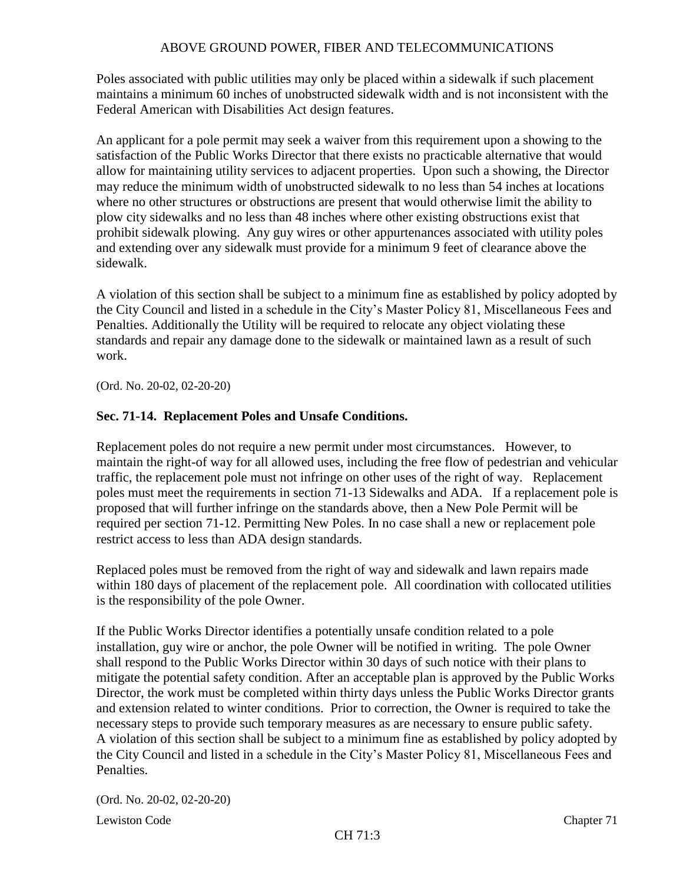Poles associated with public utilities may only be placed within a sidewalk if such placement maintains a minimum 60 inches of unobstructed sidewalk width and is not inconsistent with the Federal American with Disabilities Act design features.

An applicant for a pole permit may seek a waiver from this requirement upon a showing to the satisfaction of the Public Works Director that there exists no practicable alternative that would allow for maintaining utility services to adjacent properties. Upon such a showing, the Director may reduce the minimum width of unobstructed sidewalk to no less than 54 inches at locations where no other structures or obstructions are present that would otherwise limit the ability to plow city sidewalks and no less than 48 inches where other existing obstructions exist that prohibit sidewalk plowing. Any guy wires or other appurtenances associated with utility poles and extending over any sidewalk must provide for a minimum 9 feet of clearance above the sidewalk.

A violation of this section shall be subject to a minimum fine as established by policy adopted by the City Council and listed in a schedule in the City's Master Policy 81, Miscellaneous Fees and Penalties. Additionally the Utility will be required to relocate any object violating these standards and repair any damage done to the sidewalk or maintained lawn as a result of such work.

(Ord. No. 20-02, 02-20-20)

**Sec. 71-14. Replacement Poles and Unsafe Conditions.**

Replacement poles do not require a new permit under most circumstances. However, to maintain the right-of way for all allowed uses, including the free flow of pedestrian and vehicular traffic, the replacement pole must not infringe on other uses of the right of way. Replacement poles must meet the requirements in section 71-13 Sidewalks and ADA. If a replacement pole is proposed that will further infringe on the standards above, then a New Pole Permit will be required per section 71-12. Permitting New Poles. In no case shall a new or replacement pole restrict access to less than ADA design standards.

Replaced poles must be removed from the right of way and sidewalk and lawn repairs made within 180 days of placement of the replacement pole. All coordination with collocated utilities is the responsibility of the pole Owner.

If the Public Works Director identifies a potentially unsafe condition related to a pole installation, guy wire or anchor, the pole Owner will be notified in writing. The pole Owner shall respond to the Public Works Director within 30 days of such notice with their plans to mitigate the potential safety condition. After an acceptable plan is approved by the Public Works Director, the work must be completed within thirty days unless the Public Works Director grants and extension related to winter conditions. Prior to correction, the Owner is required to take the necessary steps to provide such temporary measures as are necessary to ensure public safety. A violation of this section shall be subject to a minimum fine as established by policy adopted by the City Council and listed in a schedule in the City's Master Policy 81, Miscellaneous Fees and Penalties.

(Ord. No. 20-02, 02-20-20)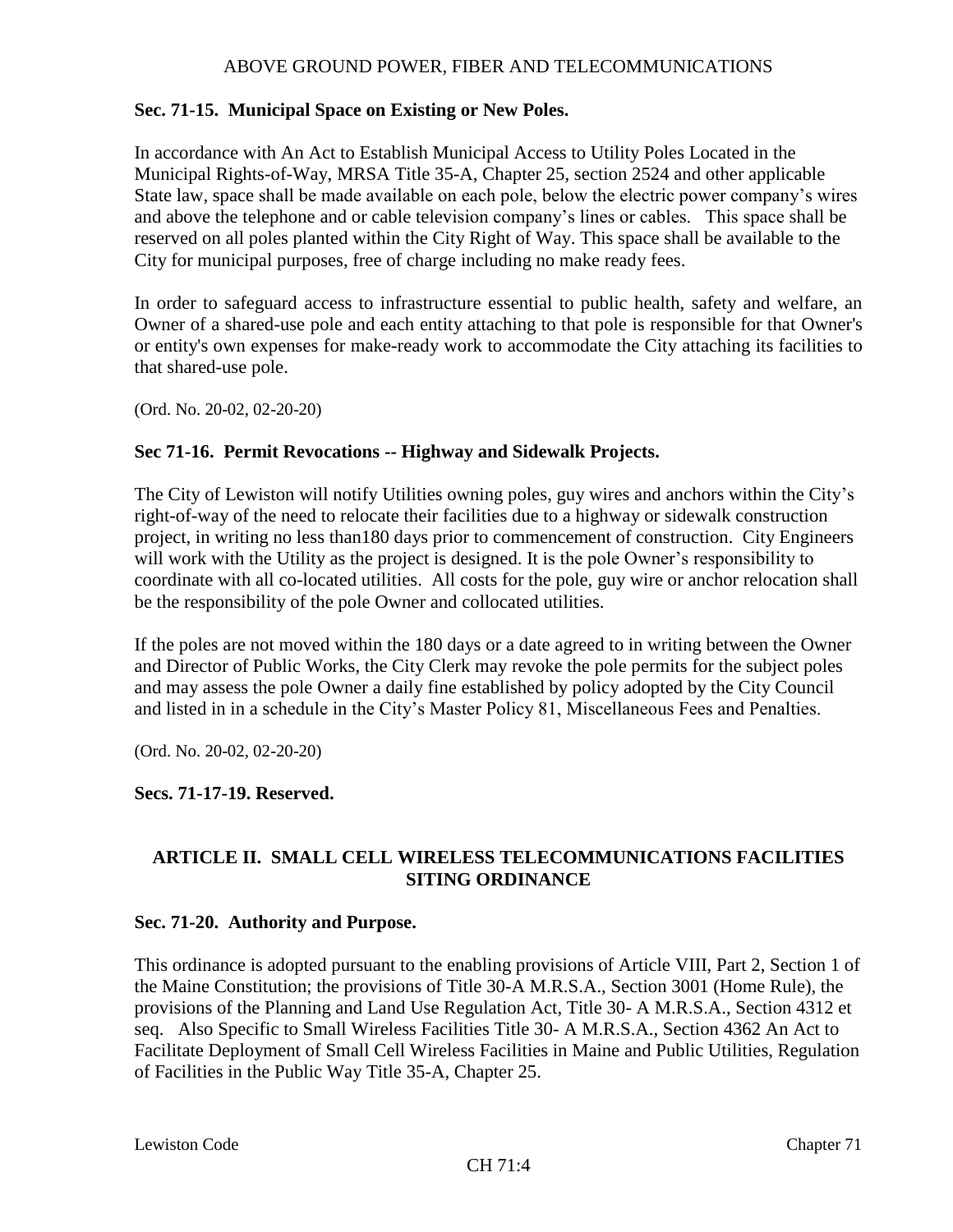### Sec. 71-15. Municipal Space on Existing or New Poles.

In accordance with An Act to Establish Municipal Access to Utility Poles Located in the Municipal Rights-of-Way, MRSA Title 35-A, Chapter 25, section 2524 and other applicable State law, space shall be made available on each pole, below the electric power company's wires and above the telephone and or cable television company's lines or cables. This space shall be reserved on all poles planted within the City Right of Way. This space shall be available to the City for municipal purposes, free of charge including no make ready fees.

In order to safeguard access to infrastructure essential to public health, safety and welfare, an Owner of a shared-use pole and each entity attaching to that pole is responsible for that Owner's or entity's own expenses for make-ready work to accommodate the City attaching its facilities to that shared-use pole.

(Ord. No. 20-02, 02-20-20)

### Sec 71-16. Permit Revocations -- Highway and Sidewalk Projects.

The City of Lewiston will notify Utilities owning poles, guy wires and anchors within the City's right-of-way of the need to relocate their facilities due to a highway or sidewalk construction project, in writing no less than180 days prior to commencement of construction. City Engineers will work with the Utility as the project is designed. It is the pole Owner's responsibility to coordinate with all co-located utilities. All costs for the pole, guy wire or anchor relocation shall be the responsibility of the pole Owner and collocated utilities.

If the poles are not moved within the 180 days or a date agreed to in writing between the Owner and Director of Public Works, the City Clerk may revoke the pole permits for the subject poles and may assess the pole Owner a daily fine established by policy adopted by the City Council and listed in in a schedule in the City's Master Policy 81, Miscellaneous Fees and Penalties.

(Ord. No. 20-02, 02-20-20)

### Secs. 71-17-19. Reserved.

## ARTICLE II. SMALL CELL WIRELESS TELECOMMUNICATIONS FACILITIES SITING ORDINANCE

### Sec. 71-20. Authority and Purpose.

This ordinance is adopted pursuant to the enabling provisions of Article VIII, Part 2, Section 1 of the Maine Constitution; the provisions of Title 30-A M.R.S.A., Section 3001 (Home Rule), the provisions of the Planning and Land Use Regulation Act, Title 30- A M.R.S.A., Section 4312 et seq. Also Specific to Small Wireless Facilities Title 30- A M.R.S.A., Section 4362 An Act to Facilitate Deployment of Small Cell Wireless Facilities in Maine and Public Utilities, Regulation of Facilities in the Public Way Title 35-A, Chapter 25.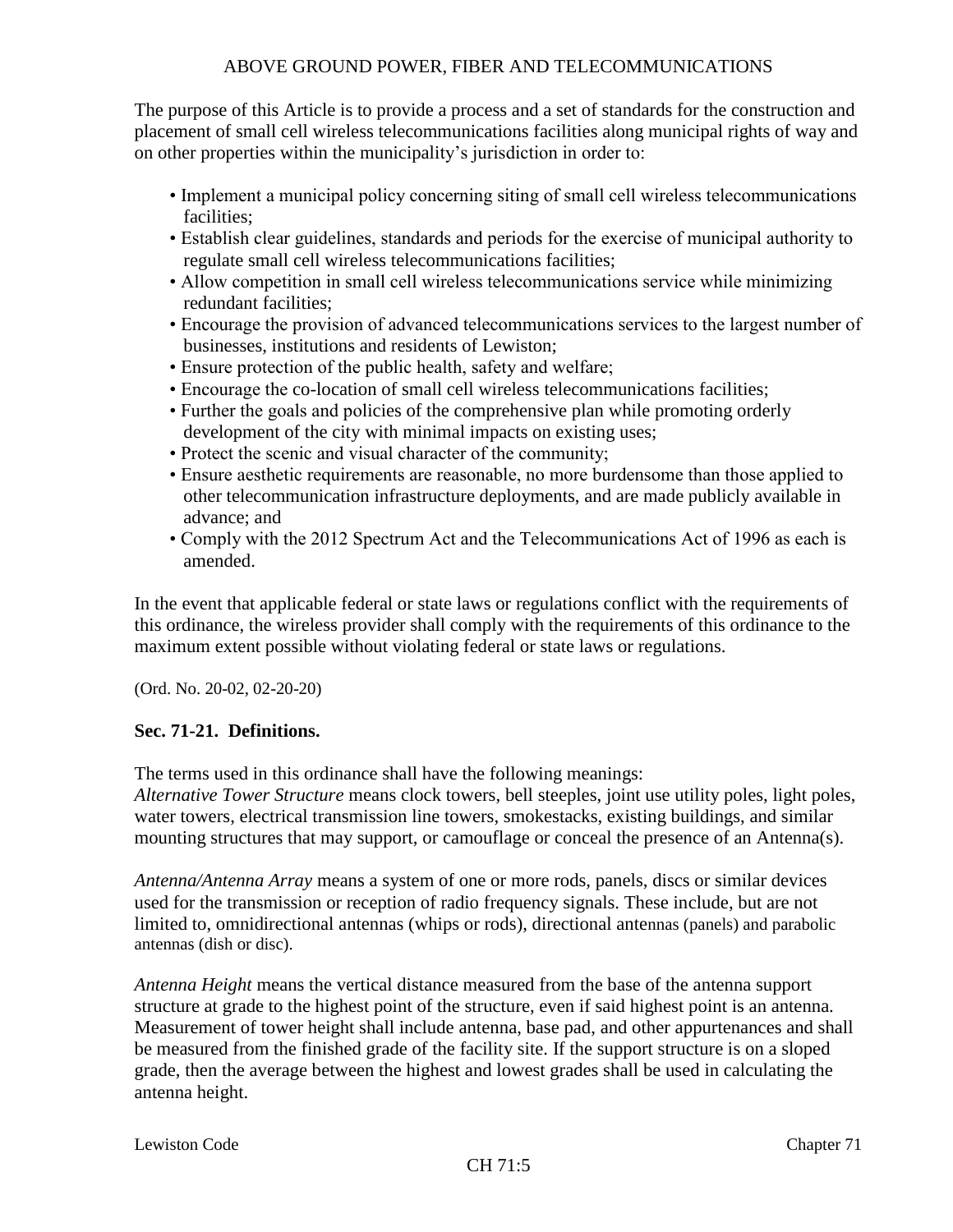The purpose of this Article is to provide a process and a set of standards for the construction and placement of small cell wireless telecommunications facilities along municipal rights of way and on other properties within the municipality's jurisdiction in order to:

- Implement a municipal policy concerning siting of small cell wireless telecommunications facilities;
- Establish clear guidelines, standards and periods for the exercise of municipal authority to regulate small cell wireless telecommunications facilities;
- Allow competition in small cell wireless telecommunications service while minimizing redundant facilities;
- Encourage the provision of advanced telecommunications services to the largest number of businesses, institutions and residents of Lewiston;
- Ensure protection of the public health, safety and welfare;
- Encourage the co-location of small cell wireless telecommunications facilities;
- Further the goals and policies of the comprehensive plan while promoting orderly development of the city with minimal impacts on existing uses;
- Protect the scenic and visual character of the community;
- Ensure aesthetic requirements are reasonable, no more burdensome than those applied to other telecommunication infrastructure deployments, and are made publicly available in advance; and
- Comply with the 2012 Spectrum Act and the Telecommunications Act of 1996 as each is amended.

In the event that applicable federal or state laws or regulations conflict with the requirements of this ordinance, the wireless provider shall comply with the requirements of this ordinance to the maximum extent possible without violating federal or state laws or regulations.

(Ord. No. 20-02, 02-20-20)

**Sec. 71-21. Definitions.**

The terms used in this ordinance shall have the following meanings:
*Alternative Tower Structure* means clock towers, bell steeples, joint use utility poles, light poles, water towers, electrical transmission line towers, smokestacks, existing buildings, and similar mounting structures that may support, or camouflage or conceal the presence of an Antenna(s).

*Antenna/Antenna Array* means a system of one or more rods, panels, discs or similar devices used for the transmission or reception of radio frequency signals. These include, but are not limited to, omnidirectional antennas (whips or rods), directional antennas (panels) and parabolic antennas (dish or disc).

*Antenna Height* means the vertical distance measured from the base of the antenna support structure at grade to the highest point of the structure, even if said highest point is an antenna. Measurement of tower height shall include antenna, base pad, and other appurtenances and shall be measured from the finished grade of the facility site. If the support structure is on a sloped grade, then the average between the highest and lowest grades shall be used in calculating the antenna height.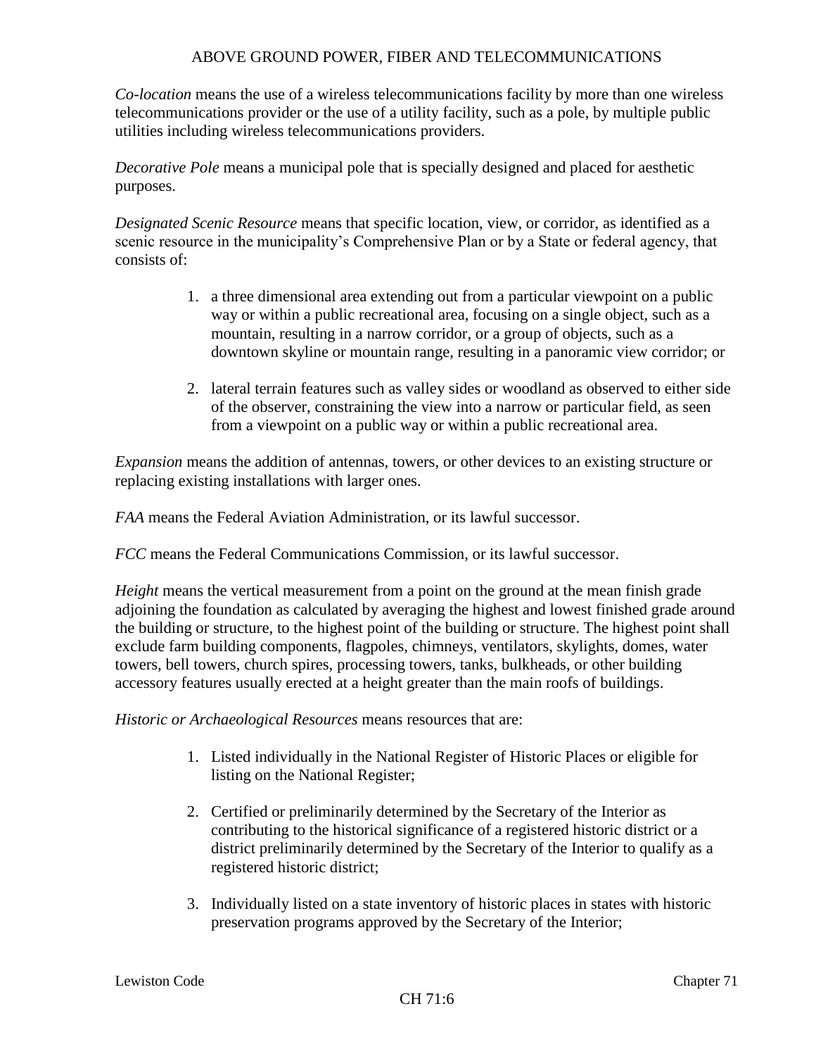*Co-location* means the use of a wireless telecommunications facility by more than one wireless telecommunications provider or the use of a utility facility, such as a pole, by multiple public utilities including wireless telecommunications providers.

*Decorative Pole* means a municipal pole that is specially designed and placed for aesthetic purposes.

*Designated Scenic Resource* means that specific location, view, or corridor, as identified as a scenic resource in the municipality's Comprehensive Plan or by a State or federal agency, that consists of:

1. a three dimensional area extending out from a particular viewpoint on a public way or within a public recreational area, focusing on a single object, such as a mountain, resulting in a narrow corridor, or a group of objects, such as a downtown skyline or mountain range, resulting in a panoramic view corridor; or
2. lateral terrain features such as valley sides or woodland as observed to either side of the observer, constraining the view into a narrow or particular field, as seen from a viewpoint on a public way or within a public recreational area.

*Expansion* means the addition of antennas, towers, or other devices to an existing structure or replacing existing installations with larger ones.

*FAA* means the Federal Aviation Administration, or its lawful successor.

*FCC* means the Federal Communications Commission, or its lawful successor.

*Height* means the vertical measurement from a point on the ground at the mean finish grade adjoining the foundation as calculated by averaging the highest and lowest finished grade around the building or structure, to the highest point of the building or structure. The highest point shall exclude farm building components, flagpoles, chimneys, ventilators, skylights, domes, water towers, bell towers, church spires, processing towers, tanks, bulkheads, or other building accessory features usually erected at a height greater than the main roofs of buildings.

*Historic or Archaeological Resources* means resources that are:

1. Listed individually in the National Register of Historic Places or eligible for listing on the National Register;
2. Certified or preliminarily determined by the Secretary of the Interior as contributing to the historical significance of a registered historic district or a district preliminarily determined by the Secretary of the Interior to qualify as a registered historic district;
3. Individually listed on a state inventory of historic places in states with historic preservation programs approved by the Secretary of the Interior;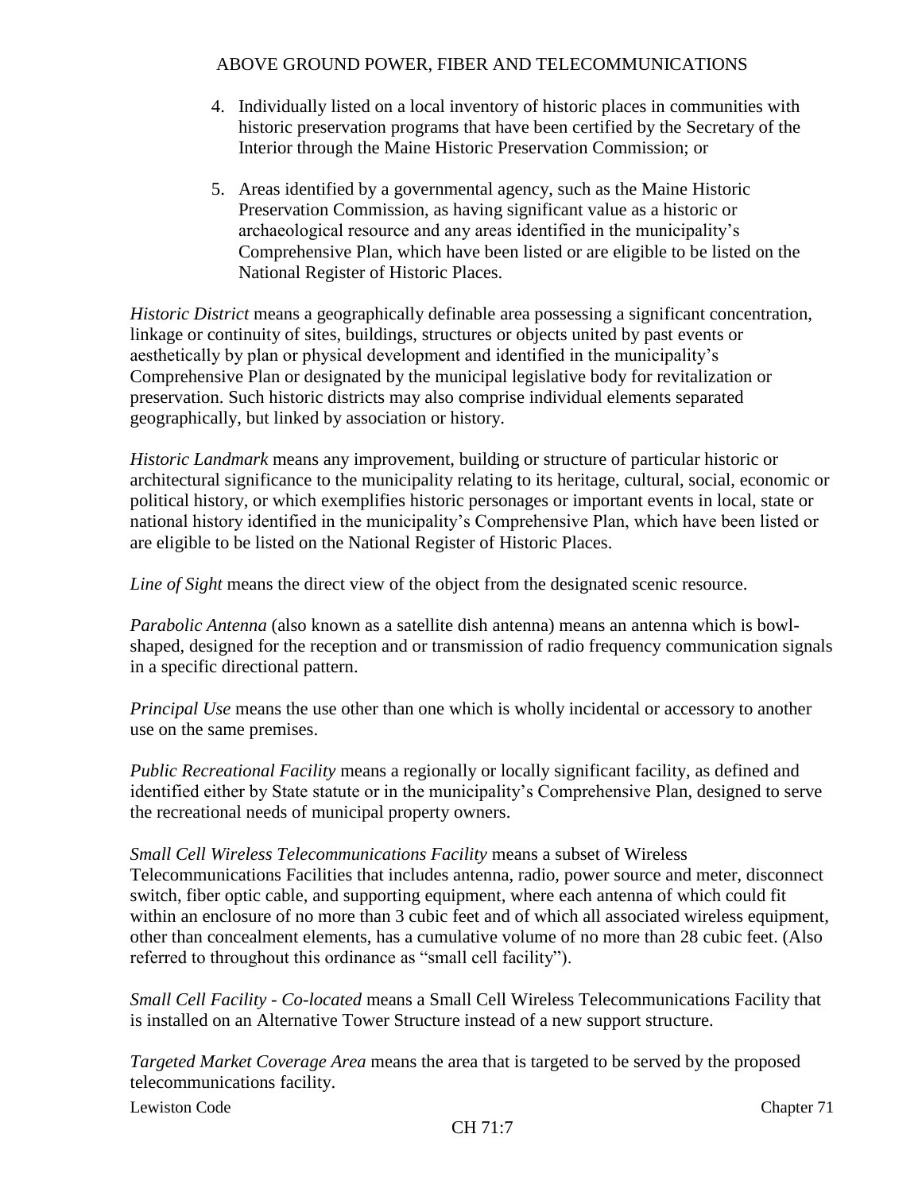4. Individually listed on a local inventory of historic places in communities with historic preservation programs that have been certified by the Secretary of the Interior through the Maine Historic Preservation Commission; or

5. Areas identified by a governmental agency, such as the Maine Historic Preservation Commission, as having significant value as a historic or archaeological resource and any areas identified in the municipality's Comprehensive Plan, which have been listed or are eligible to be listed on the National Register of Historic Places.

*Historic District* means a geographically definable area possessing a significant concentration, linkage or continuity of sites, buildings, structures or objects united by past events or aesthetically by plan or physical development and identified in the municipality's Comprehensive Plan or designated by the municipal legislative body for revitalization or preservation. Such historic districts may also comprise individual elements separated geographically, but linked by association or history.

*Historic Landmark* means any improvement, building or structure of particular historic or architectural significance to the municipality relating to its heritage, cultural, social, economic or political history, or which exemplifies historic personages or important events in local, state or national history identified in the municipality's Comprehensive Plan, which have been listed or are eligible to be listed on the National Register of Historic Places.

*Line of Sight* means the direct view of the object from the designated scenic resource.

*Parabolic Antenna* (also known as a satellite dish antenna) means an antenna which is bowl-shaped, designed for the reception and or transmission of radio frequency communication signals in a specific directional pattern.

*Principal Use* means the use other than one which is wholly incidental or accessory to another use on the same premises.

*Public Recreational Facility* means a regionally or locally significant facility, as defined and identified either by State statute or in the municipality's Comprehensive Plan, designed to serve the recreational needs of municipal property owners.

*Small Cell Wireless Telecommunications Facility* means a subset of Wireless Telecommunications Facilities that includes antenna, radio, power source and meter, disconnect switch, fiber optic cable, and supporting equipment, where each antenna of which could fit within an enclosure of no more than 3 cubic feet and of which all associated wireless equipment, other than concealment elements, has a cumulative volume of no more than 28 cubic feet. (Also referred to throughout this ordinance as "small cell facility").

*Small Cell Facility - Co-located* means a Small Cell Wireless Telecommunications Facility that is installed on an Alternative Tower Structure instead of a new support structure.

*Targeted Market Coverage Area* means the area that is targeted to be served by the proposed telecommunications facility.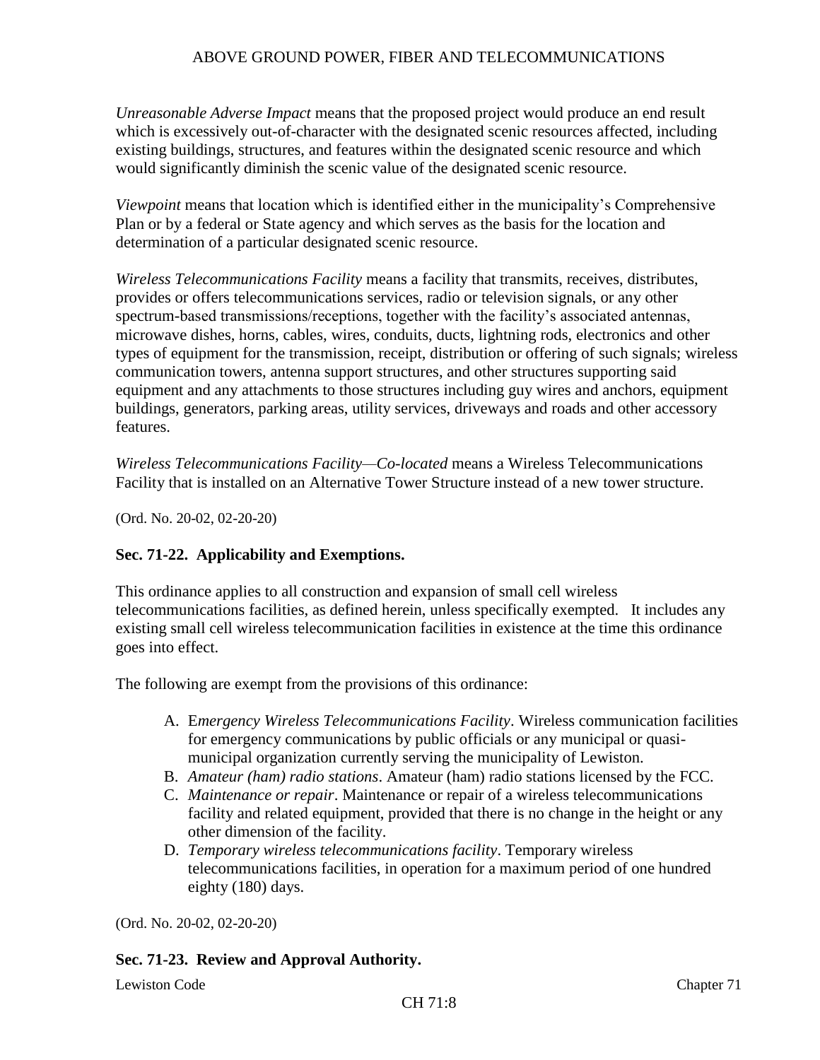*Unreasonable Adverse Impact* means that the proposed project would produce an end result which is excessively out-of-character with the designated scenic resources affected, including existing buildings, structures, and features within the designated scenic resource and which would significantly diminish the scenic value of the designated scenic resource.

*Viewpoint* means that location which is identified either in the municipality's Comprehensive Plan or by a federal or State agency and which serves as the basis for the location and determination of a particular designated scenic resource.

*Wireless Telecommunications Facility* means a facility that transmits, receives, distributes, provides or offers telecommunications services, radio or television signals, or any other spectrum-based transmissions/receptions, together with the facility's associated antennas, microwave dishes, horns, cables, wires, conduits, ducts, lightning rods, electronics and other types of equipment for the transmission, receipt, distribution or offering of such signals; wireless communication towers, antenna support structures, and other structures supporting said equipment and any attachments to those structures including guy wires and anchors, equipment buildings, generators, parking areas, utility services, driveways and roads and other accessory features.

*Wireless Telecommunications Facility—Co-located* means a Wireless Telecommunications Facility that is installed on an Alternative Tower Structure instead of a new tower structure.

(Ord. No. 20-02, 02-20-20)

### Sec. 71-22. Applicability and Exemptions.

This ordinance applies to all construction and expansion of small cell wireless telecommunications facilities, as defined herein, unless specifically exempted. It includes any existing small cell wireless telecommunication facilities in existence at the time this ordinance goes into effect.

The following are exempt from the provisions of this ordinance:

A. E*mergency Wireless Telecommunications Facility*. Wireless communication facilities for emergency communications by public officials or any municipal or quasi-municipal organization currently serving the municipality of Lewiston.
B. *Amateur (ham) radio stations*. Amateur (ham) radio stations licensed by the FCC.
C. *Maintenance or repair*. Maintenance or repair of a wireless telecommunications facility and related equipment, provided that there is no change in the height or any other dimension of the facility.
D. *Temporary wireless telecommunications facility*. Temporary wireless telecommunications facilities, in operation for a maximum period of one hundred eighty (180) days.

(Ord. No. 20-02, 02-20-20)

### Sec. 71-23. Review and Approval Authority.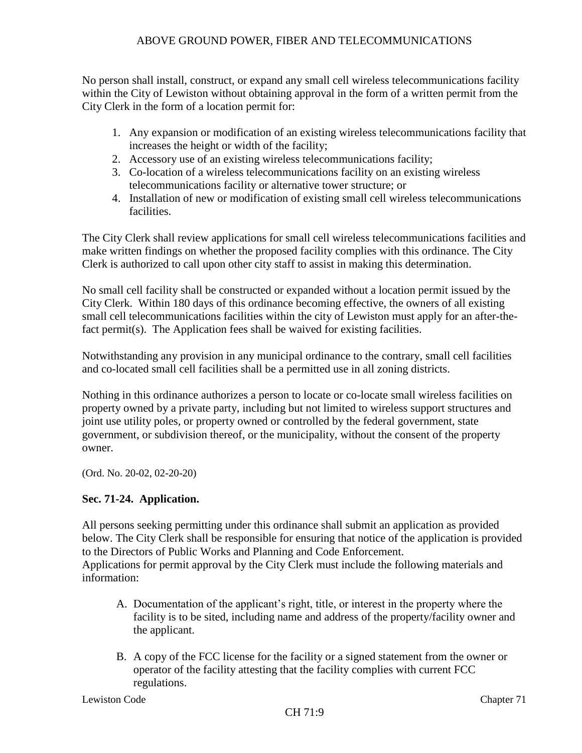No person shall install, construct, or expand any small cell wireless telecommunications facility within the City of Lewiston without obtaining approval in the form of a written permit from the City Clerk in the form of a location permit for:

1. Any expansion or modification of an existing wireless telecommunications facility that increases the height or width of the facility;
2. Accessory use of an existing wireless telecommunications facility;
3. Co-location of a wireless telecommunications facility on an existing wireless telecommunications facility or alternative tower structure; or
4. Installation of new or modification of existing small cell wireless telecommunications facilities.

The City Clerk shall review applications for small cell wireless telecommunications facilities and make written findings on whether the proposed facility complies with this ordinance. The City Clerk is authorized to call upon other city staff to assist in making this determination.

No small cell facility shall be constructed or expanded without a location permit issued by the City Clerk. Within 180 days of this ordinance becoming effective, the owners of all existing small cell telecommunications facilities within the city of Lewiston must apply for an after-the-fact permit(s). The Application fees shall be waived for existing facilities.

Notwithstanding any provision in any municipal ordinance to the contrary, small cell facilities and co-located small cell facilities shall be a permitted use in all zoning districts.

Nothing in this ordinance authorizes a person to locate or co-locate small wireless facilities on property owned by a private party, including but not limited to wireless support structures and joint use utility poles, or property owned or controlled by the federal government, state government, or subdivision thereof, or the municipality, without the consent of the property owner.

(Ord. No. 20-02, 02-20-20)

**Sec. 71-24. Application.**

All persons seeking permitting under this ordinance shall submit an application as provided below. The City Clerk shall be responsible for ensuring that notice of the application is provided to the Directors of Public Works and Planning and Code Enforcement.
Applications for permit approval by the City Clerk must include the following materials and information:

A. Documentation of the applicant's right, title, or interest in the property where the facility is to be sited, including name and address of the property/facility owner and the applicant.

B. A copy of the FCC license for the facility or a signed statement from the owner or operator of the facility attesting that the facility complies with current FCC regulations.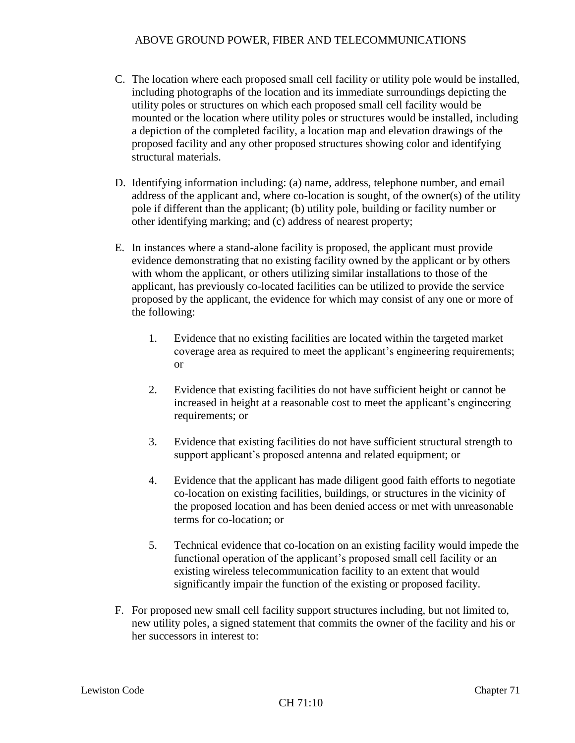C. The location where each proposed small cell facility or utility pole would be installed, including photographs of the location and its immediate surroundings depicting the utility poles or structures on which each proposed small cell facility would be mounted or the location where utility poles or structures would be installed, including a depiction of the completed facility, a location map and elevation drawings of the proposed facility and any other proposed structures showing color and identifying structural materials.

D. Identifying information including: (a) name, address, telephone number, and email address of the applicant and, where co-location is sought, of the owner(s) of the utility pole if different than the applicant; (b) utility pole, building or facility number or other identifying marking; and (c) address of nearest property;

E. In instances where a stand-alone facility is proposed, the applicant must provide evidence demonstrating that no existing facility owned by the applicant or by others with whom the applicant, or others utilizing similar installations to those of the applicant, has previously co-located facilities can be utilized to provide the service proposed by the applicant, the evidence for which may consist of any one or more of the following:

1. Evidence that no existing facilities are located within the targeted market coverage area as required to meet the applicant's engineering requirements; or

2. Evidence that existing facilities do not have sufficient height or cannot be increased in height at a reasonable cost to meet the applicant's engineering requirements; or

3. Evidence that existing facilities do not have sufficient structural strength to support applicant's proposed antenna and related equipment; or

4. Evidence that the applicant has made diligent good faith efforts to negotiate co-location on existing facilities, buildings, or structures in the vicinity of the proposed location and has been denied access or met with unreasonable terms for co-location; or

5. Technical evidence that co-location on an existing facility would impede the functional operation of the applicant's proposed small cell facility or an existing wireless telecommunication facility to an extent that would significantly impair the function of the existing or proposed facility.

F. For proposed new small cell facility support structures including, but not limited to, new utility poles, a signed statement that commits the owner of the facility and his or her successors in interest to: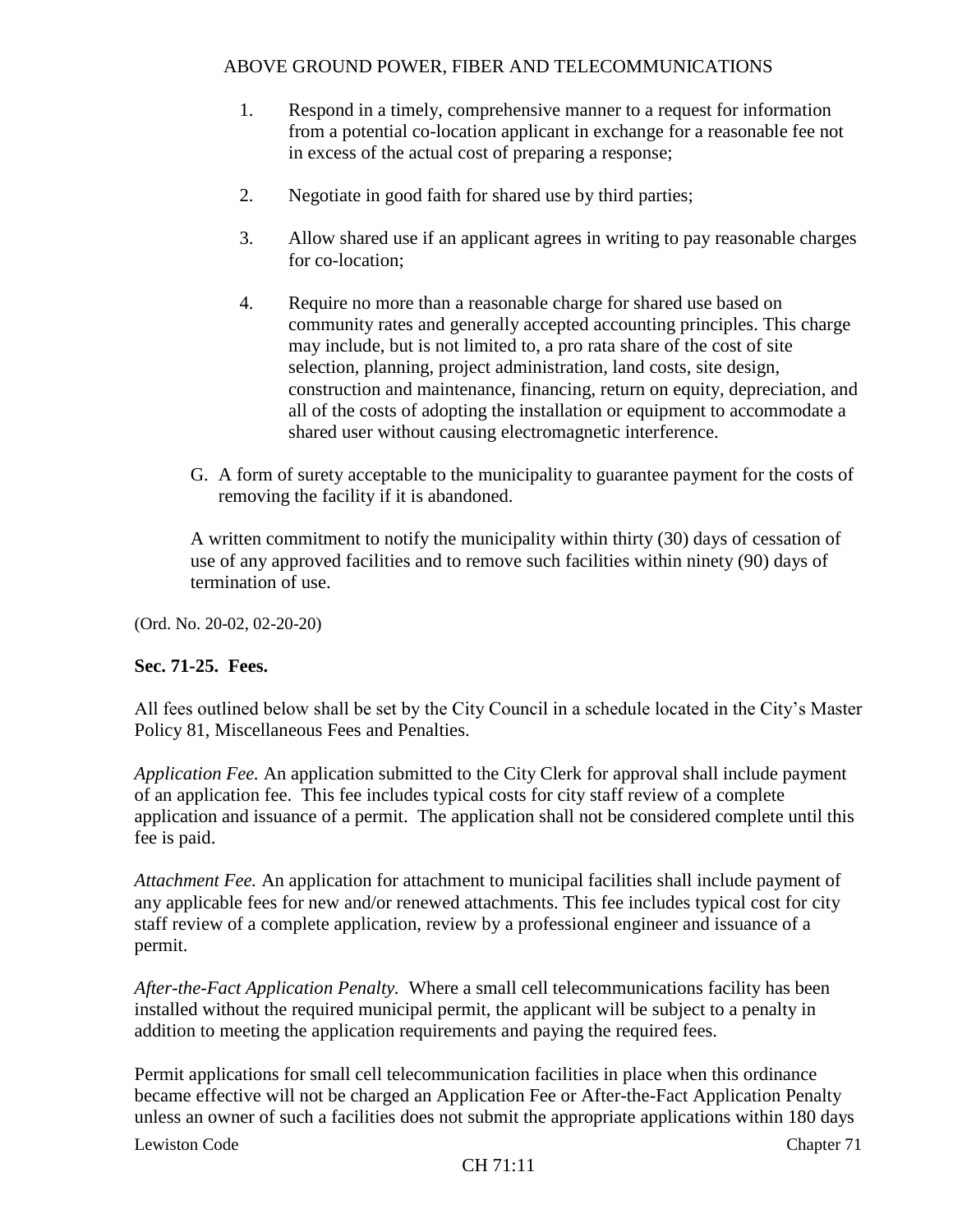1. Respond in a timely, comprehensive manner to a request for information from a potential co-location applicant in exchange for a reasonable fee not in excess of the actual cost of preparing a response;

2. Negotiate in good faith for shared use by third parties;

3. Allow shared use if an applicant agrees in writing to pay reasonable charges for co-location;

4. Require no more than a reasonable charge for shared use based on community rates and generally accepted accounting principles. This charge may include, but is not limited to, a pro rata share of the cost of site selection, planning, project administration, land costs, site design, construction and maintenance, financing, return on equity, depreciation, and all of the costs of adopting the installation or equipment to accommodate a shared user without causing electromagnetic interference.

G. A form of surety acceptable to the municipality to guarantee payment for the costs of removing the facility if it is abandoned.

A written commitment to notify the municipality within thirty (30) days of cessation of use of any approved facilities and to remove such facilities within ninety (90) days of termination of use.

(Ord. No. 20-02, 02-20-20)

**Sec. 71-25. Fees.**

All fees outlined below shall be set by the City Council in a schedule located in the City's Master Policy 81, Miscellaneous Fees and Penalties.

*Application Fee.* An application submitted to the City Clerk for approval shall include payment of an application fee. This fee includes typical costs for city staff review of a complete application and issuance of a permit. The application shall not be considered complete until this fee is paid.

*Attachment Fee.* An application for attachment to municipal facilities shall include payment of any applicable fees for new and/or renewed attachments. This fee includes typical cost for city staff review of a complete application, review by a professional engineer and issuance of a permit.

*After-the-Fact Application Penalty.* Where a small cell telecommunications facility has been installed without the required municipal permit, the applicant will be subject to a penalty in addition to meeting the application requirements and paying the required fees.

Permit applications for small cell telecommunication facilities in place when this ordinance became effective will not be charged an Application Fee or After-the-Fact Application Penalty unless an owner of such a facilities does not submit the appropriate applications within 180 days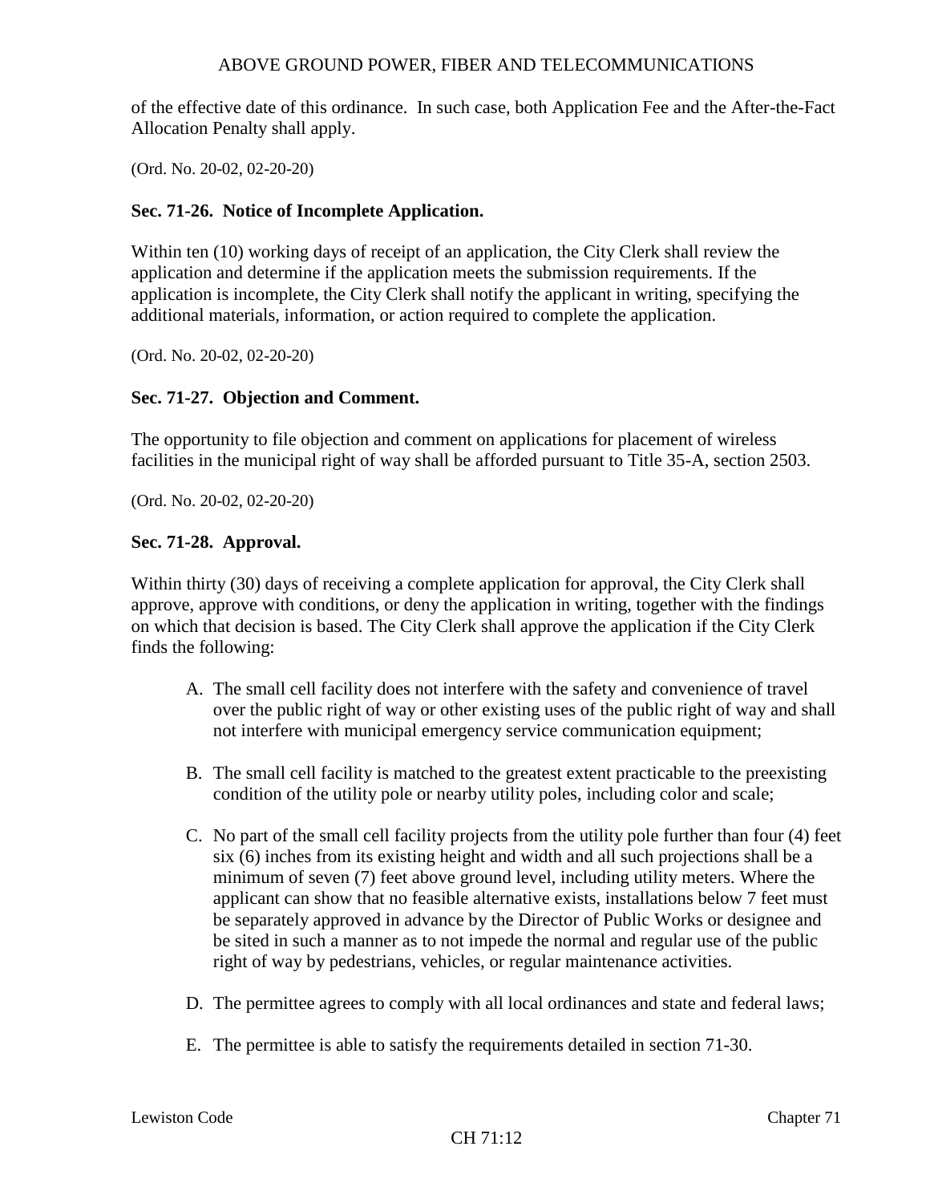of the effective date of this ordinance. In such case, both Application Fee and the After-the-Fact Allocation Penalty shall apply.

(Ord. No. 20-02, 02-20-20)

### Sec. 71-26. Notice of Incomplete Application.

Within ten (10) working days of receipt of an application, the City Clerk shall review the application and determine if the application meets the submission requirements. If the application is incomplete, the City Clerk shall notify the applicant in writing, specifying the additional materials, information, or action required to complete the application.

(Ord. No. 20-02, 02-20-20)

### Sec. 71-27. Objection and Comment.

The opportunity to file objection and comment on applications for placement of wireless facilities in the municipal right of way shall be afforded pursuant to Title 35-A, section 2503.

(Ord. No. 20-02, 02-20-20)

### Sec. 71-28. Approval.

Within thirty (30) days of receiving a complete application for approval, the City Clerk shall approve, approve with conditions, or deny the application in writing, together with the findings on which that decision is based. The City Clerk shall approve the application if the City Clerk finds the following:

A. The small cell facility does not interfere with the safety and convenience of travel over the public right of way or other existing uses of the public right of way and shall not interfere with municipal emergency service communication equipment;

B. The small cell facility is matched to the greatest extent practicable to the preexisting condition of the utility pole or nearby utility poles, including color and scale;

C. No part of the small cell facility projects from the utility pole further than four (4) feet six (6) inches from its existing height and width and all such projections shall be a minimum of seven (7) feet above ground level, including utility meters. Where the applicant can show that no feasible alternative exists, installations below 7 feet must be separately approved in advance by the Director of Public Works or designee and be sited in such a manner as to not impede the normal and regular use of the public right of way by pedestrians, vehicles, or regular maintenance activities.

D. The permittee agrees to comply with all local ordinances and state and federal laws;

E. The permittee is able to satisfy the requirements detailed in section 71-30.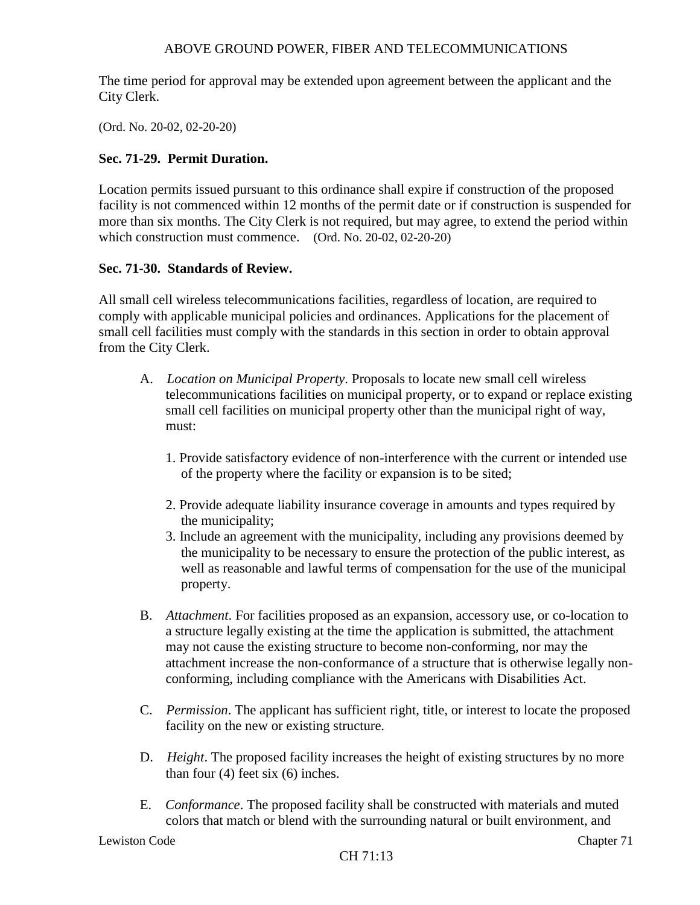The time period for approval may be extended upon agreement between the applicant and the City Clerk.

(Ord. No. 20-02, 02-20-20)

**Sec. 71-29. Permit Duration.**

Location permits issued pursuant to this ordinance shall expire if construction of the proposed facility is not commenced within 12 months of the permit date or if construction is suspended for more than six months. The City Clerk is not required, but may agree, to extend the period within which construction must commence. (Ord. No. 20-02, 02-20-20)

**Sec. 71-30. Standards of Review.**

All small cell wireless telecommunications facilities, regardless of location, are required to comply with applicable municipal policies and ordinances. Applications for the placement of small cell facilities must comply with the standards in this section in order to obtain approval from the City Clerk.

A. *Location on Municipal Property*. Proposals to locate new small cell wireless telecommunications facilities on municipal property, or to expand or replace existing small cell facilities on municipal property other than the municipal right of way, must:

   1. Provide satisfactory evidence of non-interference with the current or intended use of the property where the facility or expansion is to be sited;

   2. Provide adequate liability insurance coverage in amounts and types required by the municipality;

   3. Include an agreement with the municipality, including any provisions deemed by the municipality to be necessary to ensure the protection of the public interest, as well as reasonable and lawful terms of compensation for the use of the municipal property.

B. *Attachment*. For facilities proposed as an expansion, accessory use, or co-location to a structure legally existing at the time the application is submitted, the attachment may not cause the existing structure to become non-conforming, nor may the attachment increase the non-conformance of a structure that is otherwise legally non-conforming, including compliance with the Americans with Disabilities Act.

C. *Permission*. The applicant has sufficient right, title, or interest to locate the proposed facility on the new or existing structure.

D. *Height*. The proposed facility increases the height of existing structures by no more than four (4) feet six (6) inches.

E. *Conformance*. The proposed facility shall be constructed with materials and muted colors that match or blend with the surrounding natural or built environment, and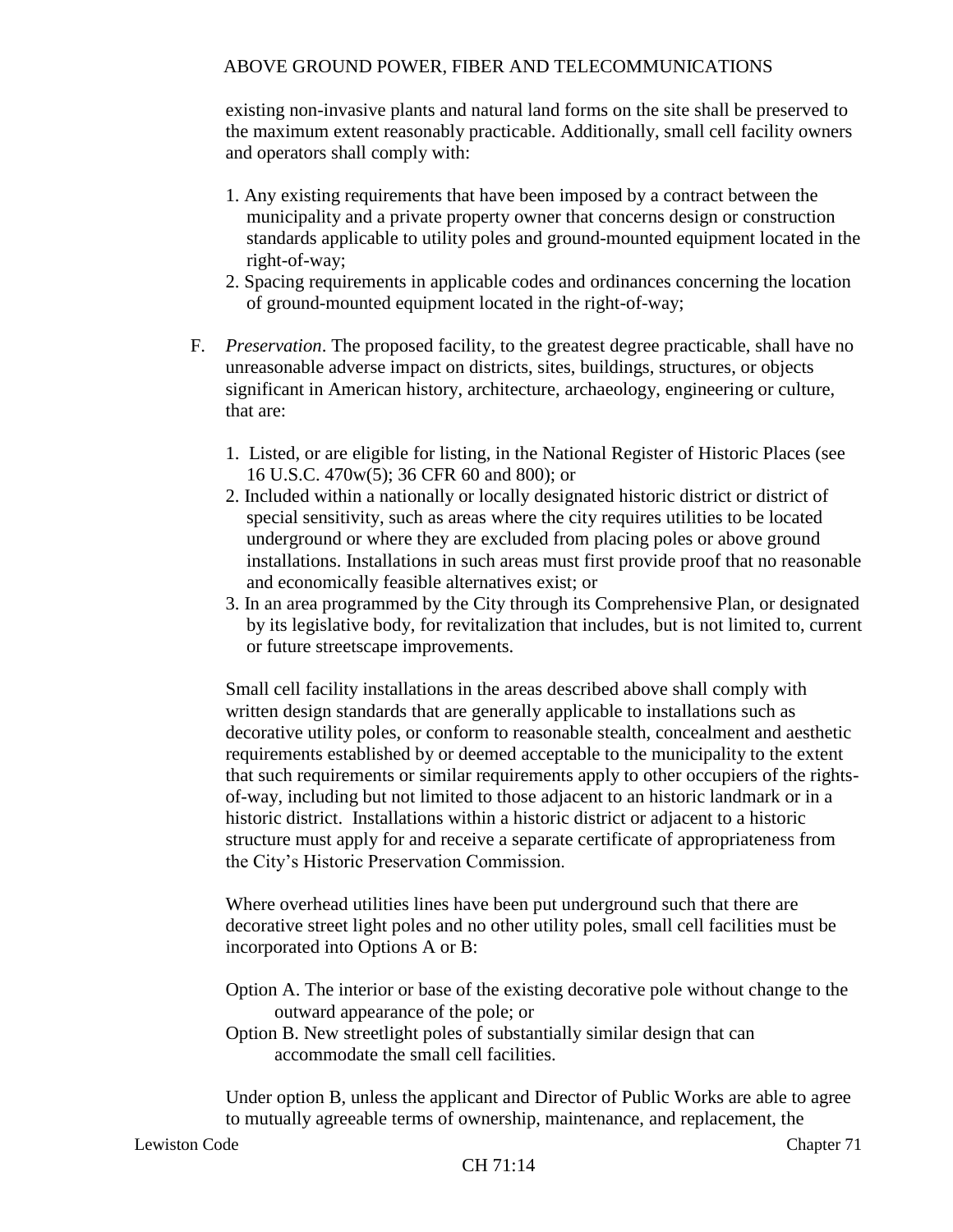existing non-invasive plants and natural land forms on the site shall be preserved to the maximum extent reasonably practicable. Additionally, small cell facility owners and operators shall comply with:

1. Any existing requirements that have been imposed by a contract between the municipality and a private property owner that concerns design or construction standards applicable to utility poles and ground-mounted equipment located in the right-of-way;
2. Spacing requirements in applicable codes and ordinances concerning the location of ground-mounted equipment located in the right-of-way;

F. *Preservation*. The proposed facility, to the greatest degree practicable, shall have no unreasonable adverse impact on districts, sites, buildings, structures, or objects significant in American history, architecture, archaeology, engineering or culture, that are:

   1. Listed, or are eligible for listing, in the National Register of Historic Places (see 16 U.S.C. 470w(5); 36 CFR 60 and 800); or
   2. Included within a nationally or locally designated historic district or district of special sensitivity, such as areas where the city requires utilities to be located underground or where they are excluded from placing poles or above ground installations. Installations in such areas must first provide proof that no reasonable and economically feasible alternatives exist; or
   3. In an area programmed by the City through its Comprehensive Plan, or designated by its legislative body, for revitalization that includes, but is not limited to, current or future streetscape improvements.

   Small cell facility installations in the areas described above shall comply with written design standards that are generally applicable to installations such as decorative utility poles, or conform to reasonable stealth, concealment and aesthetic requirements established by or deemed acceptable to the municipality to the extent that such requirements or similar requirements apply to other occupiers of the rights-of-way, including but not limited to those adjacent to an historic landmark or in a historic district. Installations within a historic district or adjacent to a historic structure must apply for and receive a separate certificate of appropriateness from the City's Historic Preservation Commission.

   Where overhead utilities lines have been put underground such that there are decorative street light poles and no other utility poles, small cell facilities must be incorporated into Options A or B:

   Option A. The interior or base of the existing decorative pole without change to the outward appearance of the pole; or

   Option B. New streetlight poles of substantially similar design that can accommodate the small cell facilities.

   Under option B, unless the applicant and Director of Public Works are able to agree to mutually agreeable terms of ownership, maintenance, and replacement, the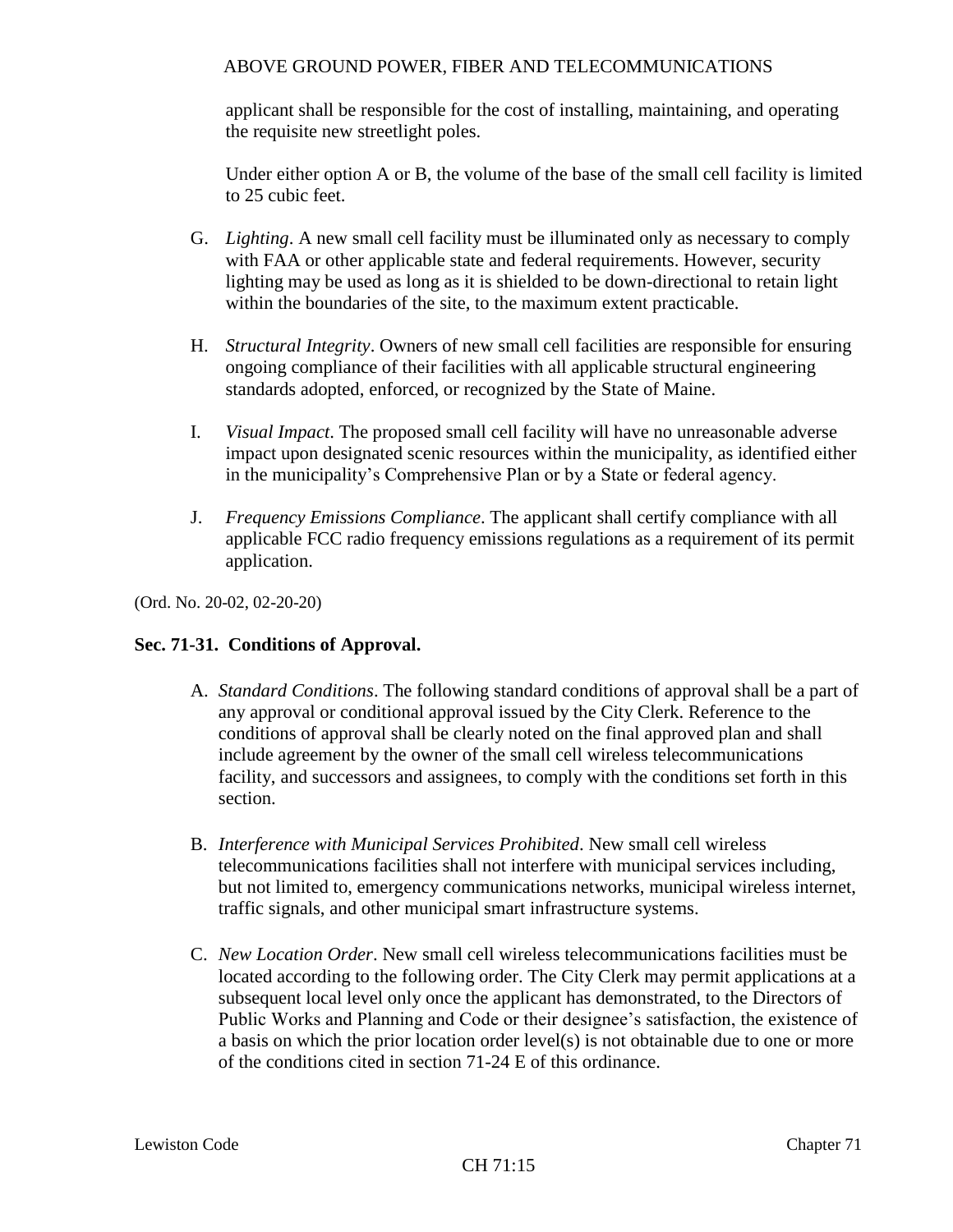applicant shall be responsible for the cost of installing, maintaining, and operating the requisite new streetlight poles.

Under either option A or B, the volume of the base of the small cell facility is limited to 25 cubic feet.

G. *Lighting*. A new small cell facility must be illuminated only as necessary to comply with FAA or other applicable state and federal requirements. However, security lighting may be used as long as it is shielded to be down-directional to retain light within the boundaries of the site, to the maximum extent practicable.

H. *Structural Integrity*. Owners of new small cell facilities are responsible for ensuring ongoing compliance of their facilities with all applicable structural engineering standards adopted, enforced, or recognized by the State of Maine.

I. *Visual Impact*. The proposed small cell facility will have no unreasonable adverse impact upon designated scenic resources within the municipality, as identified either in the municipality's Comprehensive Plan or by a State or federal agency.

J. *Frequency Emissions Compliance*. The applicant shall certify compliance with all applicable FCC radio frequency emissions regulations as a requirement of its permit application.

(Ord. No. 20-02, 02-20-20)

**Sec. 71-31. Conditions of Approval.**

A. *Standard Conditions*. The following standard conditions of approval shall be a part of any approval or conditional approval issued by the City Clerk. Reference to the conditions of approval shall be clearly noted on the final approved plan and shall include agreement by the owner of the small cell wireless telecommunications facility, and successors and assignees, to comply with the conditions set forth in this section.

B. *Interference with Municipal Services Prohibited*. New small cell wireless telecommunications facilities shall not interfere with municipal services including, but not limited to, emergency communications networks, municipal wireless internet, traffic signals, and other municipal smart infrastructure systems.

C. *New Location Order*. New small cell wireless telecommunications facilities must be located according to the following order. The City Clerk may permit applications at a subsequent local level only once the applicant has demonstrated, to the Directors of Public Works and Planning and Code or their designee's satisfaction, the existence of a basis on which the prior location order level(s) is not obtainable due to one or more of the conditions cited in section 71-24 E of this ordinance.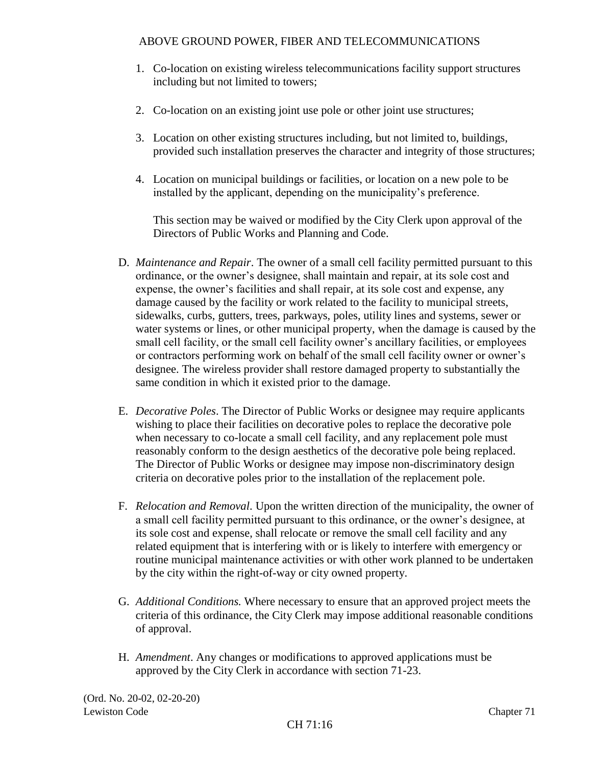1. Co-location on existing wireless telecommunications facility support structures including but not limited to towers;

2. Co-location on an existing joint use pole or other joint use structures;

3. Location on other existing structures including, but not limited to, buildings, provided such installation preserves the character and integrity of those structures;

4. Location on municipal buildings or facilities, or location on a new pole to be installed by the applicant, depending on the municipality's preference.

   This section may be waived or modified by the City Clerk upon approval of the Directors of Public Works and Planning and Code.

D. *Maintenance and Repair*. The owner of a small cell facility permitted pursuant to this ordinance, or the owner's designee, shall maintain and repair, at its sole cost and expense, the owner's facilities and shall repair, at its sole cost and expense, any damage caused by the facility or work related to the facility to municipal streets, sidewalks, curbs, gutters, trees, parkways, poles, utility lines and systems, sewer or water systems or lines, or other municipal property, when the damage is caused by the small cell facility, or the small cell facility owner's ancillary facilities, or employees or contractors performing work on behalf of the small cell facility owner or owner's designee. The wireless provider shall restore damaged property to substantially the same condition in which it existed prior to the damage.

E. *Decorative Poles*. The Director of Public Works or designee may require applicants wishing to place their facilities on decorative poles to replace the decorative pole when necessary to co-locate a small cell facility, and any replacement pole must reasonably conform to the design aesthetics of the decorative pole being replaced. The Director of Public Works or designee may impose non-discriminatory design criteria on decorative poles prior to the installation of the replacement pole.

F. *Relocation and Removal*. Upon the written direction of the municipality, the owner of a small cell facility permitted pursuant to this ordinance, or the owner's designee, at its sole cost and expense, shall relocate or remove the small cell facility and any related equipment that is interfering with or is likely to interfere with emergency or routine municipal maintenance activities or with other work planned to be undertaken by the city within the right-of-way or city owned property.

G. *Additional Conditions.* Where necessary to ensure that an approved project meets the criteria of this ordinance, the City Clerk may impose additional reasonable conditions of approval.

H. *Amendment*. Any changes or modifications to approved applications must be approved by the City Clerk in accordance with section 71-23.

(Ord. No. 20-02, 02-20-20)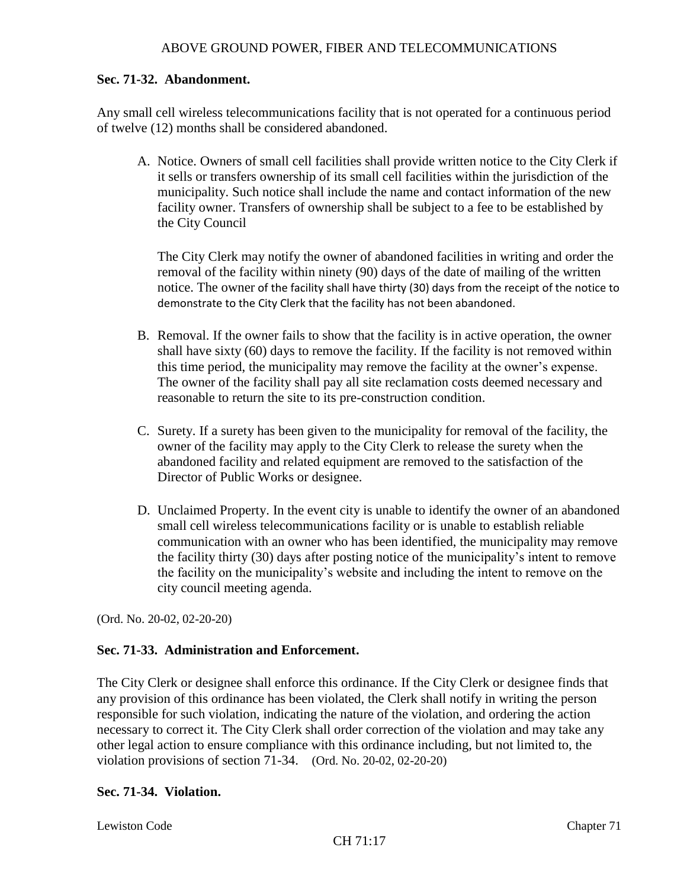**Sec. 71-32. Abandonment.**

Any small cell wireless telecommunications facility that is not operated for a continuous period of twelve (12) months shall be considered abandoned.

A. Notice. Owners of small cell facilities shall provide written notice to the City Clerk if it sells or transfers ownership of its small cell facilities within the jurisdiction of the municipality. Such notice shall include the name and contact information of the new facility owner. Transfers of ownership shall be subject to a fee to be established by the City Council

   The City Clerk may notify the owner of abandoned facilities in writing and order the removal of the facility within ninety (90) days of the date of mailing of the written notice. The owner of the facility shall have thirty (30) days from the receipt of the notice to demonstrate to the City Clerk that the facility has not been abandoned.

B. Removal. If the owner fails to show that the facility is in active operation, the owner shall have sixty (60) days to remove the facility. If the facility is not removed within this time period, the municipality may remove the facility at the owner's expense. The owner of the facility shall pay all site reclamation costs deemed necessary and reasonable to return the site to its pre-construction condition.

C. Surety. If a surety has been given to the municipality for removal of the facility, the owner of the facility may apply to the City Clerk to release the surety when the abandoned facility and related equipment are removed to the satisfaction of the Director of Public Works or designee.

D. Unclaimed Property. In the event city is unable to identify the owner of an abandoned small cell wireless telecommunications facility or is unable to establish reliable communication with an owner who has been identified, the municipality may remove the facility thirty (30) days after posting notice of the municipality's intent to remove the facility on the municipality's website and including the intent to remove on the city council meeting agenda.

(Ord. No. 20-02, 02-20-20)

**Sec. 71-33. Administration and Enforcement.**

The City Clerk or designee shall enforce this ordinance. If the City Clerk or designee finds that any provision of this ordinance has been violated, the Clerk shall notify in writing the person responsible for such violation, indicating the nature of the violation, and ordering the action necessary to correct it. The City Clerk shall order correction of the violation and may take any other legal action to ensure compliance with this ordinance including, but not limited to, the violation provisions of section 71-34. (Ord. No. 20-02, 02-20-20)

**Sec. 71-34. Violation.**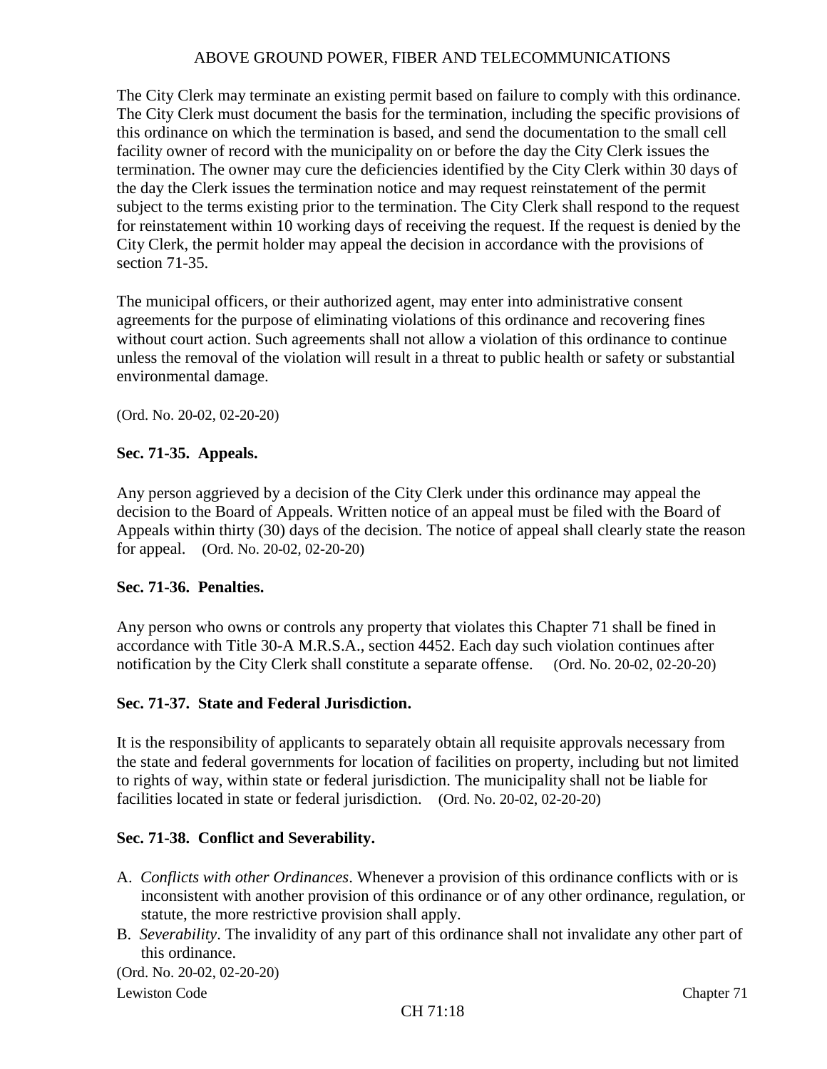The City Clerk may terminate an existing permit based on failure to comply with this ordinance. The City Clerk must document the basis for the termination, including the specific provisions of this ordinance on which the termination is based, and send the documentation to the small cell facility owner of record with the municipality on or before the day the City Clerk issues the termination. The owner may cure the deficiencies identified by the City Clerk within 30 days of the day the Clerk issues the termination notice and may request reinstatement of the permit subject to the terms existing prior to the termination. The City Clerk shall respond to the request for reinstatement within 10 working days of receiving the request. If the request is denied by the City Clerk, the permit holder may appeal the decision in accordance with the provisions of section 71-35.

The municipal officers, or their authorized agent, may enter into administrative consent agreements for the purpose of eliminating violations of this ordinance and recovering fines without court action. Such agreements shall not allow a violation of this ordinance to continue unless the removal of the violation will result in a threat to public health or safety or substantial environmental damage.

(Ord. No. 20-02, 02-20-20)

**Sec. 71-35. Appeals.**

Any person aggrieved by a decision of the City Clerk under this ordinance may appeal the decision to the Board of Appeals. Written notice of an appeal must be filed with the Board of Appeals within thirty (30) days of the decision. The notice of appeal shall clearly state the reason for appeal. (Ord. No. 20-02, 02-20-20)

**Sec. 71-36. Penalties.**

Any person who owns or controls any property that violates this Chapter 71 shall be fined in accordance with Title 30-A M.R.S.A., section 4452. Each day such violation continues after notification by the City Clerk shall constitute a separate offense. (Ord. No. 20-02, 02-20-20)

**Sec. 71-37. State and Federal Jurisdiction.**

It is the responsibility of applicants to separately obtain all requisite approvals necessary from the state and federal governments for location of facilities on property, including but not limited to rights of way, within state or federal jurisdiction. The municipality shall not be liable for facilities located in state or federal jurisdiction. (Ord. No. 20-02, 02-20-20)

**Sec. 71-38. Conflict and Severability.**

A. *Conflicts with other Ordinances*. Whenever a provision of this ordinance conflicts with or is inconsistent with another provision of this ordinance or of any other ordinance, regulation, or statute, the more restrictive provision shall apply.
B. *Severability*. The invalidity of any part of this ordinance shall not invalidate any other part of this ordinance.

(Ord. No. 20-02, 02-20-20)